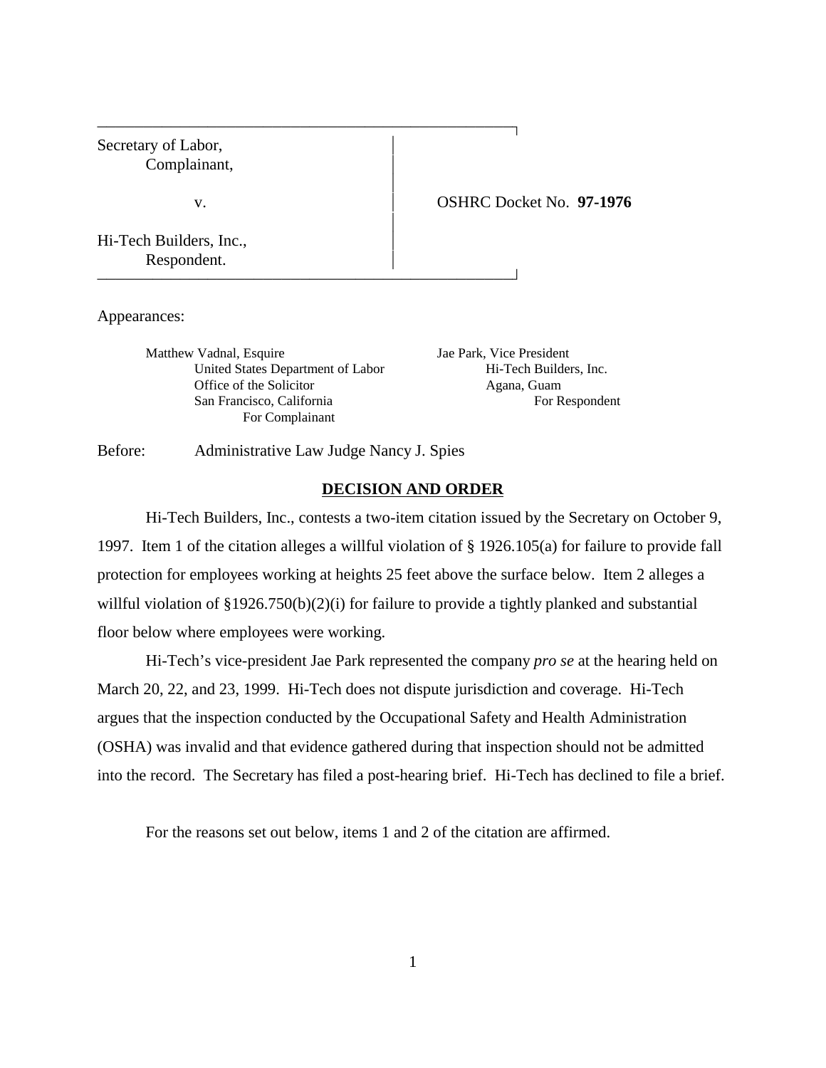| | |
|---|---|
| Secretary of Labor,<br>Complainant,<br><br>v.<br><br>Hi-Tech Builders, Inc.,<br>Respondent. | OSHRC Docket No. **97-1976** |

Appearances:

| | |
|---|---|
| Matthew Vadnal, Esquire<br>United States Department of Labor<br>Office of the Solicitor<br>San Francisco, California<br>For Complainant | Jae Park, Vice President<br>Hi-Tech Builders, Inc.<br>Agana, Guam<br>For Respondent |

Before: Administrative Law Judge Nancy J. Spies

## DECISION AND ORDER

Hi-Tech Builders, Inc., contests a two-item citation issued by the Secretary on October 9, 1997. Item 1 of the citation alleges a willful violation of § 1926.105(a) for failure to provide fall protection for employees working at heights 25 feet above the surface below. Item 2 alleges a willful violation of §1926.750(b)(2)(i) for failure to provide a tightly planked and substantial floor below where employees were working.

Hi-Tech's vice-president Jae Park represented the company *pro se* at the hearing held on March 20, 22, and 23, 1999. Hi-Tech does not dispute jurisdiction and coverage. Hi-Tech argues that the inspection conducted by the Occupational Safety and Health Administration (OSHA) was invalid and that evidence gathered during that inspection should not be admitted into the record. The Secretary has filed a post-hearing brief. Hi-Tech has declined to file a brief.

For the reasons set out below, items 1 and 2 of the citation are affirmed.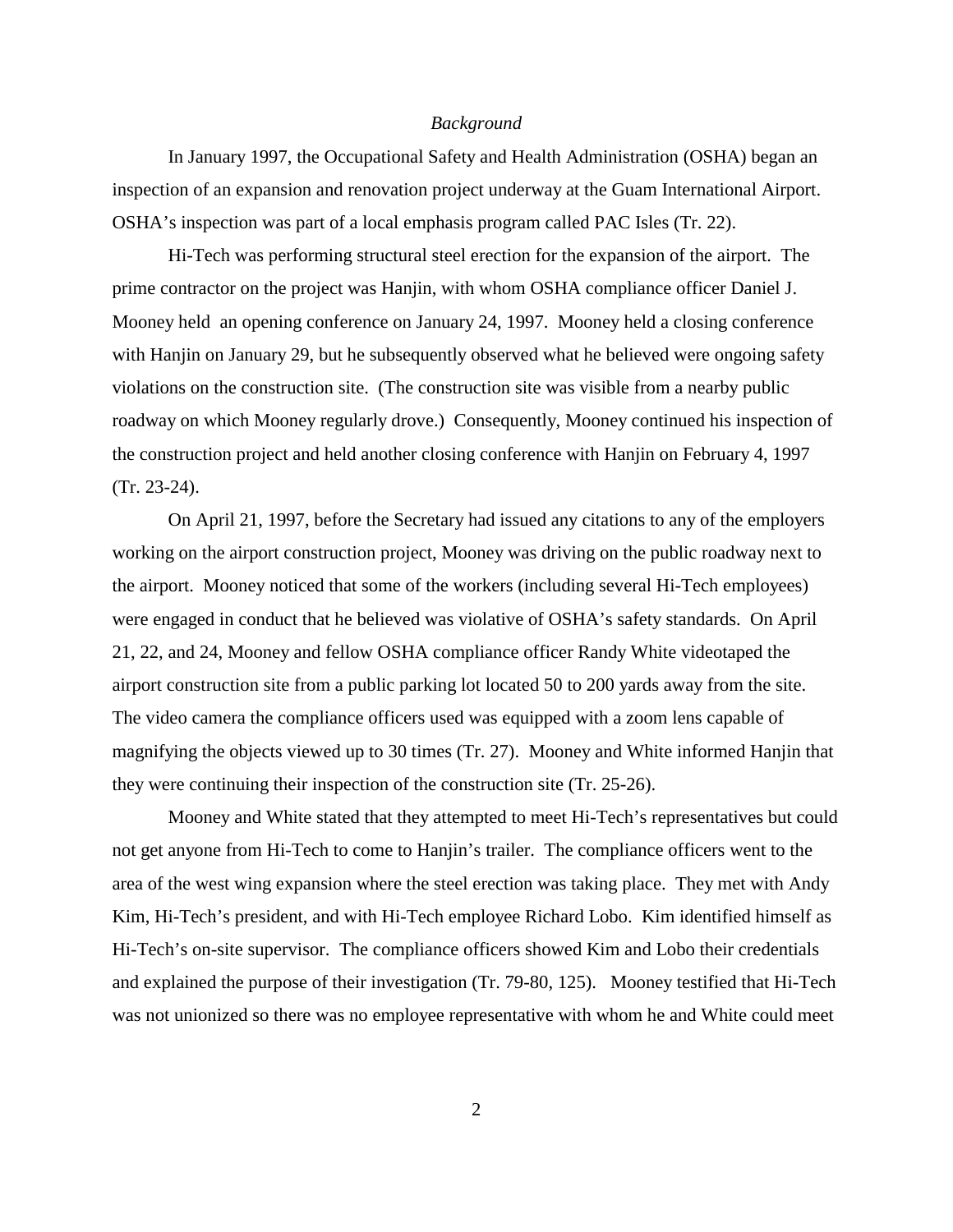*Background*

In January 1997, the Occupational Safety and Health Administration (OSHA) began an inspection of an expansion and renovation project underway at the Guam International Airport. OSHA's inspection was part of a local emphasis program called PAC Isles (Tr. 22).

Hi-Tech was performing structural steel erection for the expansion of the airport. The prime contractor on the project was Hanjin, with whom OSHA compliance officer Daniel J. Mooney held an opening conference on January 24, 1997. Mooney held a closing conference with Hanjin on January 29, but he subsequently observed what he believed were ongoing safety violations on the construction site. (The construction site was visible from a nearby public roadway on which Mooney regularly drove.) Consequently, Mooney continued his inspection of the construction project and held another closing conference with Hanjin on February 4, 1997 (Tr. 23-24).

On April 21, 1997, before the Secretary had issued any citations to any of the employers working on the airport construction project, Mooney was driving on the public roadway next to the airport. Mooney noticed that some of the workers (including several Hi-Tech employees) were engaged in conduct that he believed was violative of OSHA's safety standards. On April 21, 22, and 24, Mooney and fellow OSHA compliance officer Randy White videotaped the airport construction site from a public parking lot located 50 to 200 yards away from the site. The video camera the compliance officers used was equipped with a zoom lens capable of magnifying the objects viewed up to 30 times (Tr. 27). Mooney and White informed Hanjin that they were continuing their inspection of the construction site (Tr. 25-26).

Mooney and White stated that they attempted to meet Hi-Tech's representatives but could not get anyone from Hi-Tech to come to Hanjin's trailer. The compliance officers went to the area of the west wing expansion where the steel erection was taking place. They met with Andy Kim, Hi-Tech's president, and with Hi-Tech employee Richard Lobo. Kim identified himself as Hi-Tech's on-site supervisor. The compliance officers showed Kim and Lobo their credentials and explained the purpose of their investigation (Tr. 79-80, 125). Mooney testified that Hi-Tech was not unionized so there was no employee representative with whom he and White could meet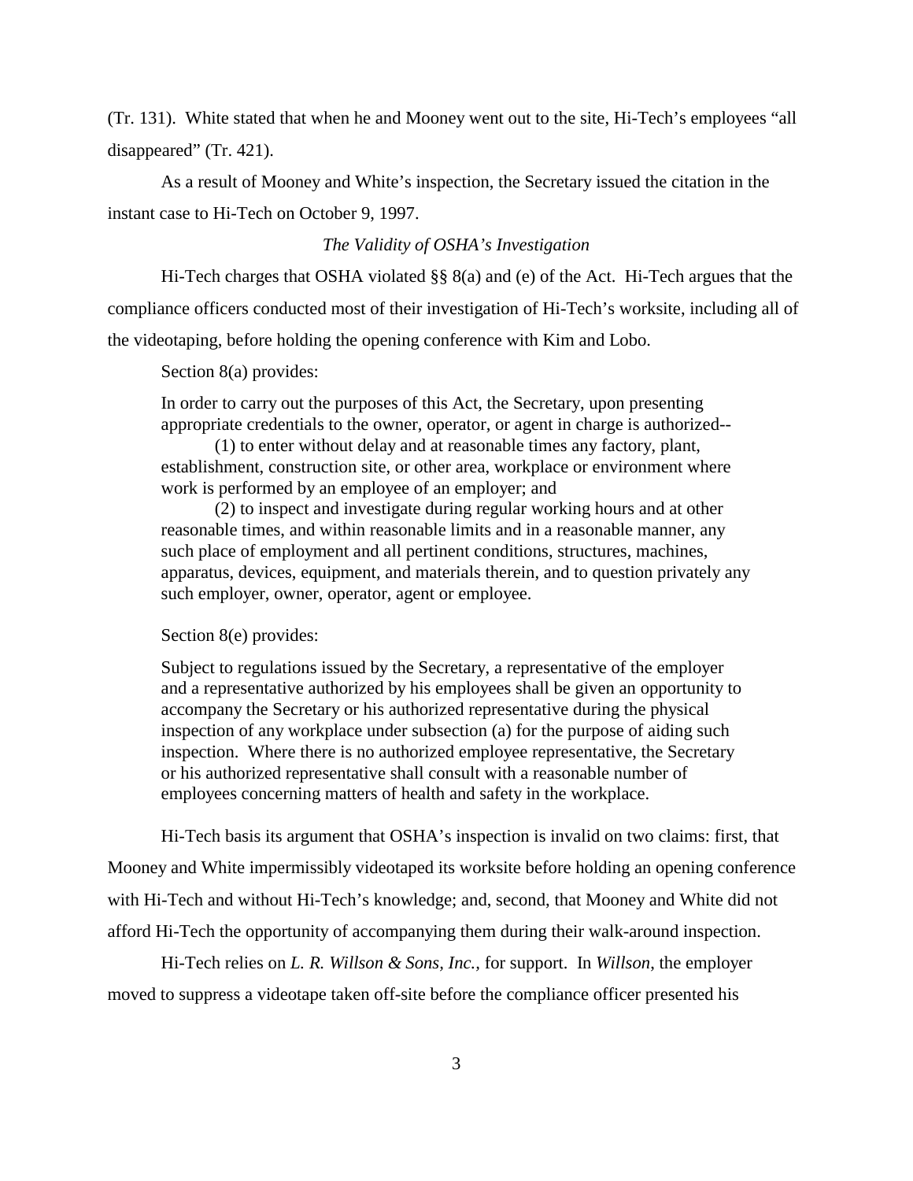(Tr. 131). White stated that when he and Mooney went out to the site, Hi-Tech's employees "all disappeared" (Tr. 421).

As a result of Mooney and White's inspection, the Secretary issued the citation in the instant case to Hi-Tech on October 9, 1997.

*The Validity of OSHA's Investigation*

Hi-Tech charges that OSHA violated §§ 8(a) and (e) of the Act. Hi-Tech argues that the compliance officers conducted most of their investigation of Hi-Tech's worksite, including all of the videotaping, before holding the opening conference with Kim and Lobo.

Section 8(a) provides:

> In order to carry out the purposes of this Act, the Secretary, upon presenting appropriate credentials to the owner, operator, or agent in charge is authorized--
>
> (1) to enter without delay and at reasonable times any factory, plant, establishment, construction site, or other area, workplace or environment where work is performed by an employee of an employer; and
>
> (2) to inspect and investigate during regular working hours and at other reasonable times, and within reasonable limits and in a reasonable manner, any such place of employment and all pertinent conditions, structures, machines, apparatus, devices, equipment, and materials therein, and to question privately any such employer, owner, operator, agent or employee.

Section 8(e) provides:

> Subject to regulations issued by the Secretary, a representative of the employer and a representative authorized by his employees shall be given an opportunity to accompany the Secretary or his authorized representative during the physical inspection of any workplace under subsection (a) for the purpose of aiding such inspection. Where there is no authorized employee representative, the Secretary or his authorized representative shall consult with a reasonable number of employees concerning matters of health and safety in the workplace.

Hi-Tech basis its argument that OSHA's inspection is invalid on two claims: first, that Mooney and White impermissibly videotaped its worksite before holding an opening conference with Hi-Tech and without Hi-Tech's knowledge; and, second, that Mooney and White did not afford Hi-Tech the opportunity of accompanying them during their walk-around inspection.

Hi-Tech relies on *L. R. Willson & Sons, Inc.*, for support. In *Willson*, the employer moved to suppress a videotape taken off-site before the compliance officer presented his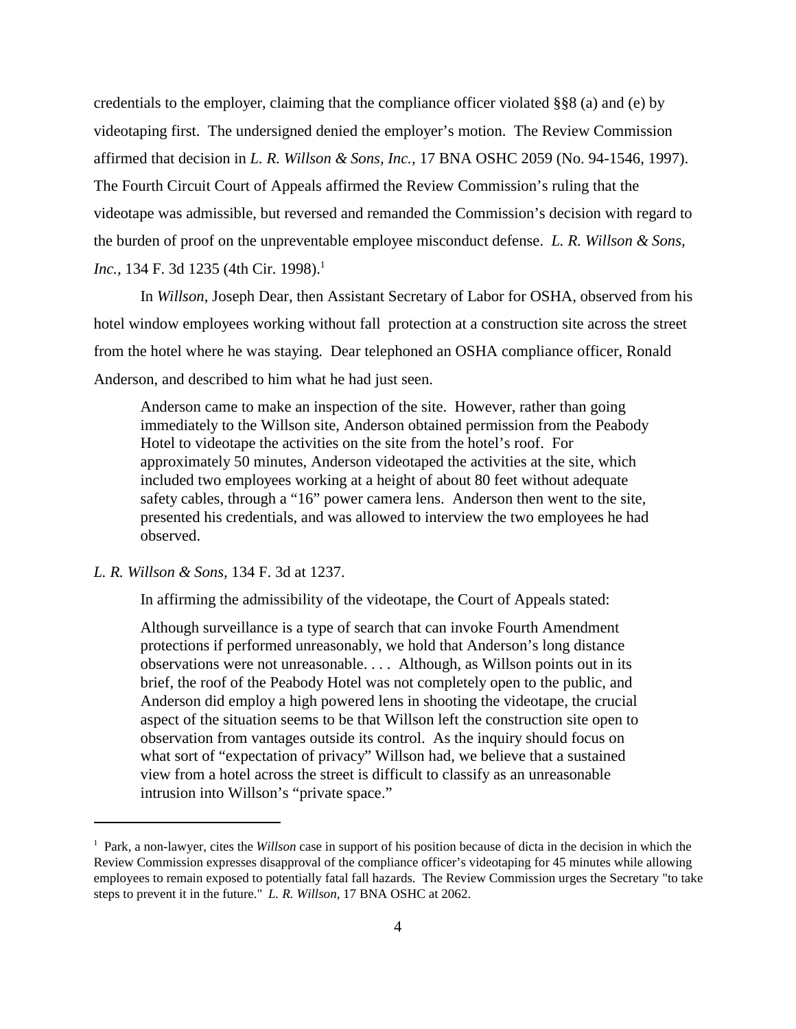credentials to the employer, claiming that the compliance officer violated §§8 (a) and (e) by videotaping first. The undersigned denied the employer's motion. The Review Commission affirmed that decision in *L. R. Willson & Sons, Inc.*, 17 BNA OSHC 2059 (No. 94-1546, 1997). The Fourth Circuit Court of Appeals affirmed the Review Commission's ruling that the videotape was admissible, but reversed and remanded the Commission's decision with regard to the burden of proof on the unpreventable employee misconduct defense. *L. R. Willson & Sons, Inc.*, 134 F. 3d 1235 (4th Cir. 1998).[1]

In *Willson*, Joseph Dear, then Assistant Secretary of Labor for OSHA, observed from his hotel window employees working without fall protection at a construction site across the street from the hotel where he was staying. Dear telephoned an OSHA compliance officer, Ronald Anderson, and described to him what he had just seen.

> Anderson came to make an inspection of the site. However, rather than going immediately to the Willson site, Anderson obtained permission from the Peabody Hotel to videotape the activities on the site from the hotel's roof. For approximately 50 minutes, Anderson videotaped the activities at the site, which included two employees working at a height of about 80 feet without adequate safety cables, through a "16" power camera lens. Anderson then went to the site, presented his credentials, and was allowed to interview the two employees he had observed.

*L. R. Willson & Sons,* 134 F. 3d at 1237.

In affirming the admissibility of the videotape, the Court of Appeals stated:

> Although surveillance is a type of search that can invoke Fourth Amendment protections if performed unreasonably, we hold that Anderson's long distance observations were not unreasonable. . . . Although, as Willson points out in its brief, the roof of the Peabody Hotel was not completely open to the public, and Anderson did employ a high powered lens in shooting the videotape, the crucial aspect of the situation seems to be that Willson left the construction site open to observation from vantages outside its control. As the inquiry should focus on what sort of "expectation of privacy" Willson had, we believe that a sustained view from a hotel across the street is difficult to classify as an unreasonable intrusion into Willson's "private space."

---

[1] Park, a non-lawyer, cites the *Willson* case in support of his position because of dicta in the decision in which the Review Commission expresses disapproval of the compliance officer's videotaping for 45 minutes while allowing employees to remain exposed to potentially fatal fall hazards. The Review Commission urges the Secretary "to take steps to prevent it in the future." *L. R. Willson*, 17 BNA OSHC at 2062.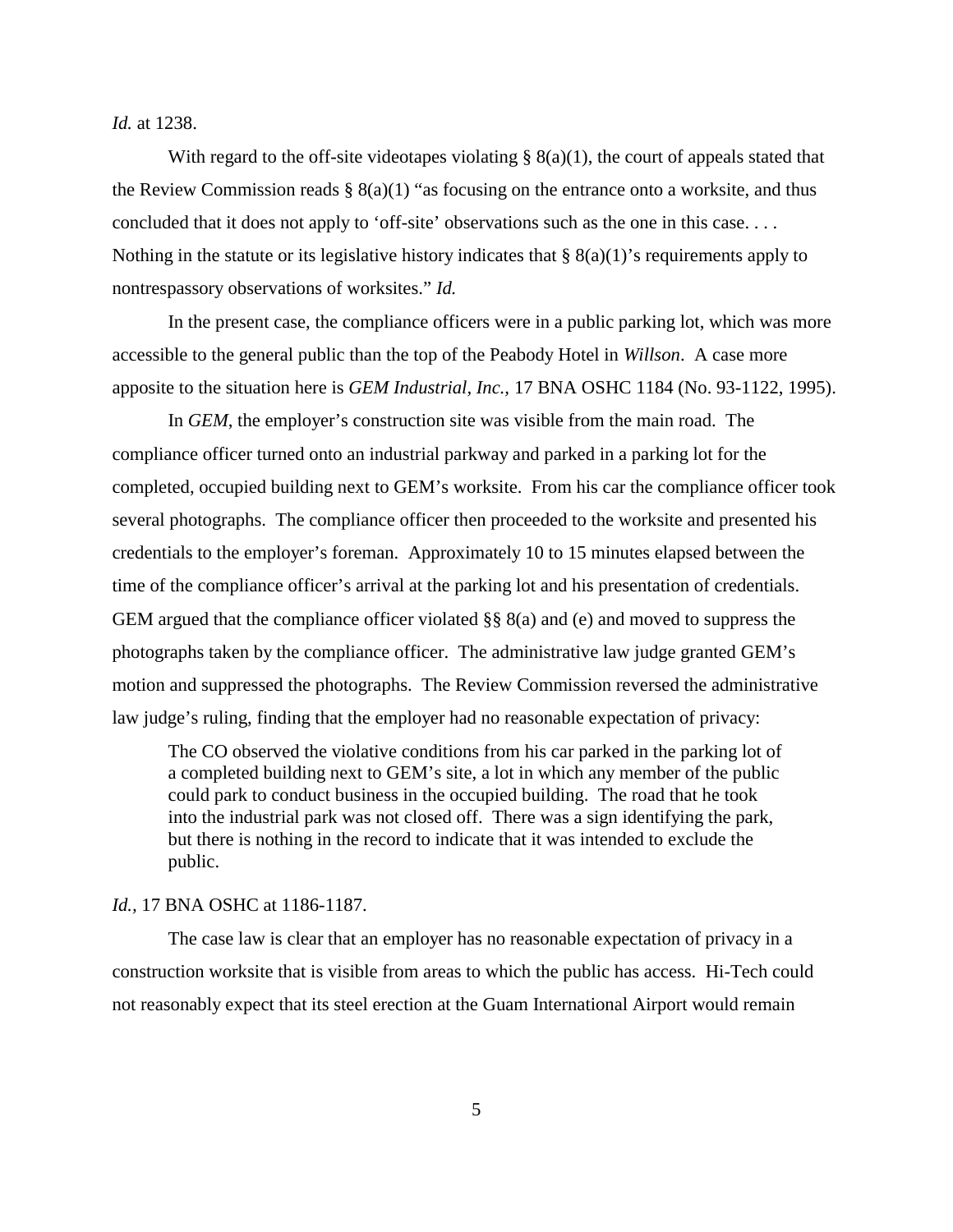*Id.* at 1238.

With regard to the off-site videotapes violating § 8(a)(1), the court of appeals stated that the Review Commission reads § 8(a)(1) "as focusing on the entrance onto a worksite, and thus concluded that it does not apply to 'off-site' observations such as the one in this case. . . . Nothing in the statute or its legislative history indicates that § 8(a)(1)'s requirements apply to nontrespassory observations of worksites." *Id.*

In the present case, the compliance officers were in a public parking lot, which was more accessible to the general public than the top of the Peabody Hotel in *Willson*. A case more apposite to the situation here is *GEM Industrial, Inc.,* 17 BNA OSHC 1184 (No. 93-1122, 1995).

In *GEM*, the employer's construction site was visible from the main road. The compliance officer turned onto an industrial parkway and parked in a parking lot for the completed, occupied building next to GEM's worksite. From his car the compliance officer took several photographs. The compliance officer then proceeded to the worksite and presented his credentials to the employer's foreman. Approximately 10 to 15 minutes elapsed between the time of the compliance officer's arrival at the parking lot and his presentation of credentials. GEM argued that the compliance officer violated §§ 8(a) and (e) and moved to suppress the photographs taken by the compliance officer. The administrative law judge granted GEM's motion and suppressed the photographs. The Review Commission reversed the administrative law judge's ruling, finding that the employer had no reasonable expectation of privacy:

> The CO observed the violative conditions from his car parked in the parking lot of a completed building next to GEM's site, a lot in which any member of the public could park to conduct business in the occupied building. The road that he took into the industrial park was not closed off. There was a sign identifying the park, but there is nothing in the record to indicate that it was intended to exclude the public.

*Id.,* 17 BNA OSHC at 1186-1187.

The case law is clear that an employer has no reasonable expectation of privacy in a construction worksite that is visible from areas to which the public has access. Hi-Tech could not reasonably expect that its steel erection at the Guam International Airport would remain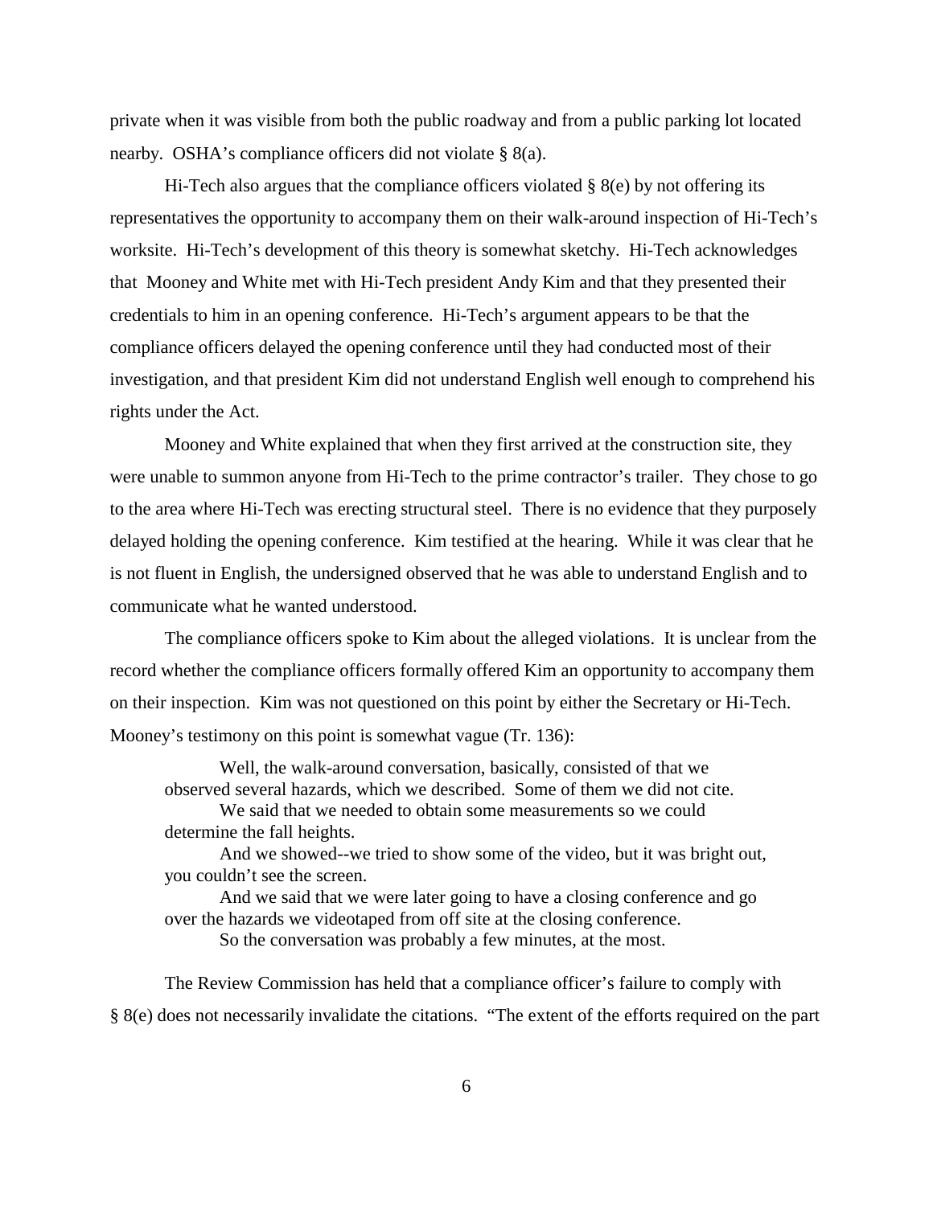private when it was visible from both the public roadway and from a public parking lot located nearby. OSHA's compliance officers did not violate § 8(a).

Hi-Tech also argues that the compliance officers violated § 8(e) by not offering its representatives the opportunity to accompany them on their walk-around inspection of Hi-Tech's worksite. Hi-Tech's development of this theory is somewhat sketchy. Hi-Tech acknowledges that Mooney and White met with Hi-Tech president Andy Kim and that they presented their credentials to him in an opening conference. Hi-Tech's argument appears to be that the compliance officers delayed the opening conference until they had conducted most of their investigation, and that president Kim did not understand English well enough to comprehend his rights under the Act.

Mooney and White explained that when they first arrived at the construction site, they were unable to summon anyone from Hi-Tech to the prime contractor's trailer. They chose to go to the area where Hi-Tech was erecting structural steel. There is no evidence that they purposely delayed holding the opening conference. Kim testified at the hearing. While it was clear that he is not fluent in English, the undersigned observed that he was able to understand English and to communicate what he wanted understood.

The compliance officers spoke to Kim about the alleged violations. It is unclear from the record whether the compliance officers formally offered Kim an opportunity to accompany them on their inspection. Kim was not questioned on this point by either the Secretary or Hi-Tech. Mooney's testimony on this point is somewhat vague (Tr. 136):

> Well, the walk-around conversation, basically, consisted of that we observed several hazards, which we described. Some of them we did not cite.
>
> We said that we needed to obtain some measurements so we could determine the fall heights.
>
> And we showed--we tried to show some of the video, but it was bright out, you couldn't see the screen.
>
> And we said that we were later going to have a closing conference and go over the hazards we videotaped from off site at the closing conference.
>
> So the conversation was probably a few minutes, at the most.

The Review Commission has held that a compliance officer's failure to comply with § 8(e) does not necessarily invalidate the citations. "The extent of the efforts required on the part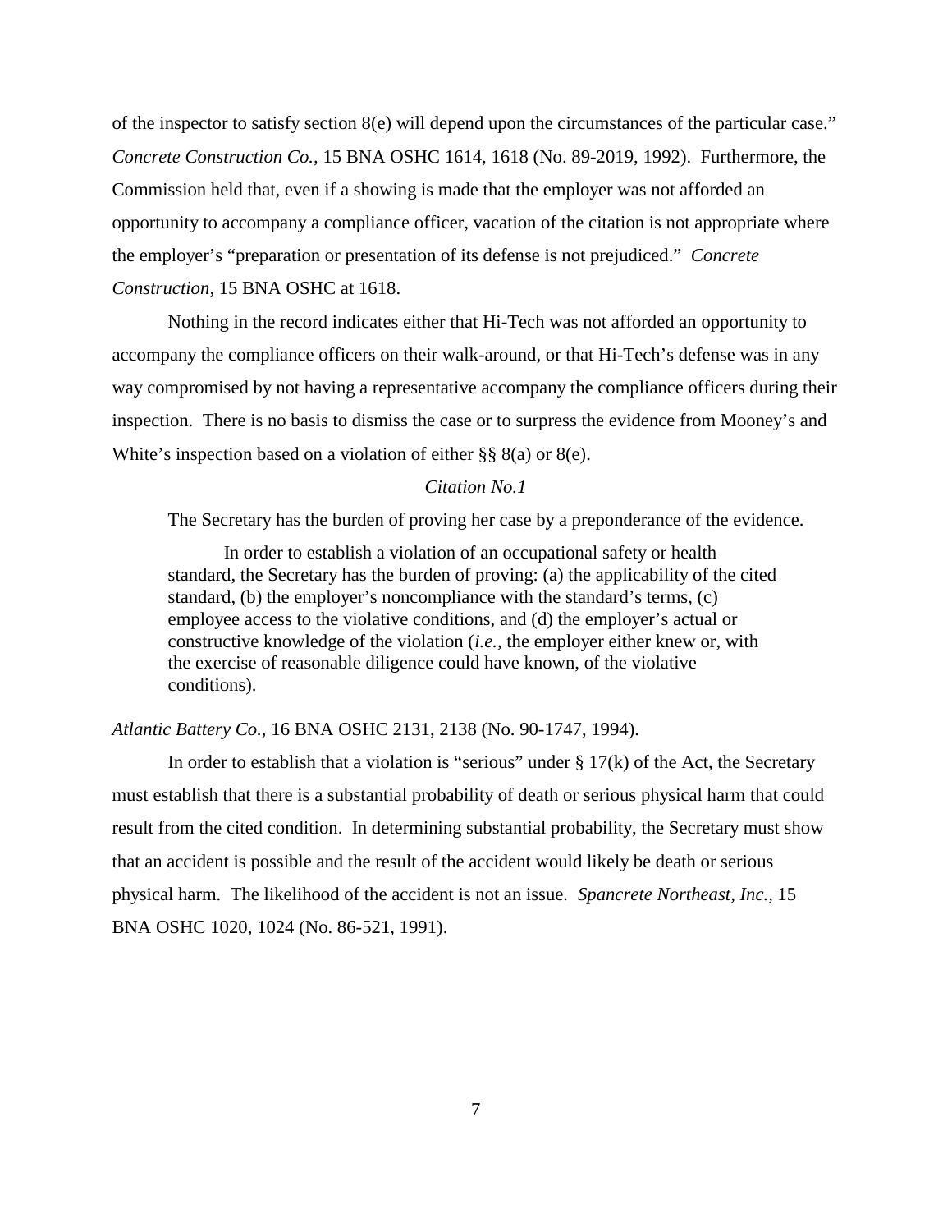of the inspector to satisfy section 8(e) will depend upon the circumstances of the particular case." *Concrete Construction Co.,* 15 BNA OSHC 1614, 1618 (No. 89-2019, 1992). Furthermore, the Commission held that, even if a showing is made that the employer was not afforded an opportunity to accompany a compliance officer, vacation of the citation is not appropriate where the employer's "preparation or presentation of its defense is not prejudiced." *Concrete Construction*, 15 BNA OSHC at 1618.

Nothing in the record indicates either that Hi-Tech was not afforded an opportunity to accompany the compliance officers on their walk-around, or that Hi-Tech's defense was in any way compromised by not having a representative accompany the compliance officers during their inspection. There is no basis to dismiss the case or to surpress the evidence from Mooney's and White's inspection based on a violation of either §§ 8(a) or 8(e).

*Citation No.1*

The Secretary has the burden of proving her case by a preponderance of the evidence.

> In order to establish a violation of an occupational safety or health standard, the Secretary has the burden of proving: (a) the applicability of the cited standard, (b) the employer's noncompliance with the standard's terms, (c) employee access to the violative conditions, and (d) the employer's actual or constructive knowledge of the violation (*i.e.,* the employer either knew or, with the exercise of reasonable diligence could have known, of the violative conditions).

*Atlantic Battery Co.,* 16 BNA OSHC 2131, 2138 (No. 90-1747, 1994).

In order to establish that a violation is "serious" under § 17(k) of the Act, the Secretary must establish that there is a substantial probability of death or serious physical harm that could result from the cited condition. In determining substantial probability, the Secretary must show that an accident is possible and the result of the accident would likely be death or serious physical harm. The likelihood of the accident is not an issue. *Spancrete Northeast, Inc.,* 15 BNA OSHC 1020, 1024 (No. 86-521, 1991).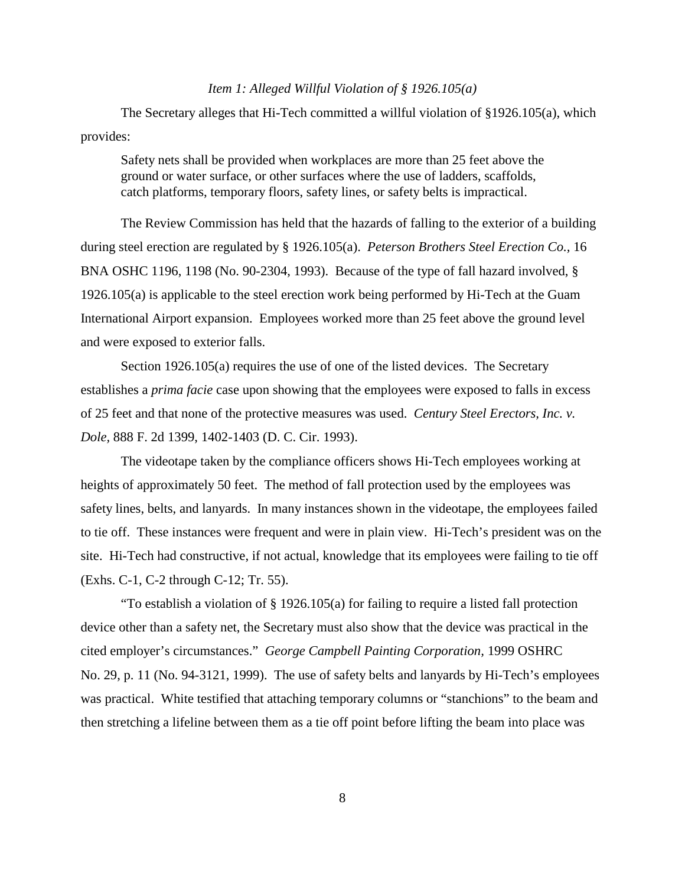*Item 1: Alleged Willful Violation of § 1926.105(a)*

The Secretary alleges that Hi-Tech committed a willful violation of §1926.105(a), which provides:

> Safety nets shall be provided when workplaces are more than 25 feet above the ground or water surface, or other surfaces where the use of ladders, scaffolds, catch platforms, temporary floors, safety lines, or safety belts is impractical.

The Review Commission has held that the hazards of falling to the exterior of a building during steel erection are regulated by § 1926.105(a). *Peterson Brothers Steel Erection Co.,* 16 BNA OSHC 1196, 1198 (No. 90-2304, 1993). Because of the type of fall hazard involved, § 1926.105(a) is applicable to the steel erection work being performed by Hi-Tech at the Guam International Airport expansion. Employees worked more than 25 feet above the ground level and were exposed to exterior falls.

Section 1926.105(a) requires the use of one of the listed devices. The Secretary establishes a *prima facie* case upon showing that the employees were exposed to falls in excess of 25 feet and that none of the protective measures was used. *Century Steel Erectors, Inc. v. Dole,* 888 F. 2d 1399, 1402-1403 (D. C. Cir. 1993).

The videotape taken by the compliance officers shows Hi-Tech employees working at heights of approximately 50 feet. The method of fall protection used by the employees was safety lines, belts, and lanyards. In many instances shown in the videotape, the employees failed to tie off. These instances were frequent and were in plain view. Hi-Tech's president was on the site. Hi-Tech had constructive, if not actual, knowledge that its employees were failing to tie off (Exhs. C-1, C-2 through C-12; Tr. 55).

"To establish a violation of § 1926.105(a) for failing to require a listed fall protection device other than a safety net, the Secretary must also show that the device was practical in the cited employer's circumstances." *George Campbell Painting Corporation,* 1999 OSHRC No. 29, p. 11 (No. 94-3121, 1999). The use of safety belts and lanyards by Hi-Tech's employees was practical. White testified that attaching temporary columns or "stanchions" to the beam and then stretching a lifeline between them as a tie off point before lifting the beam into place was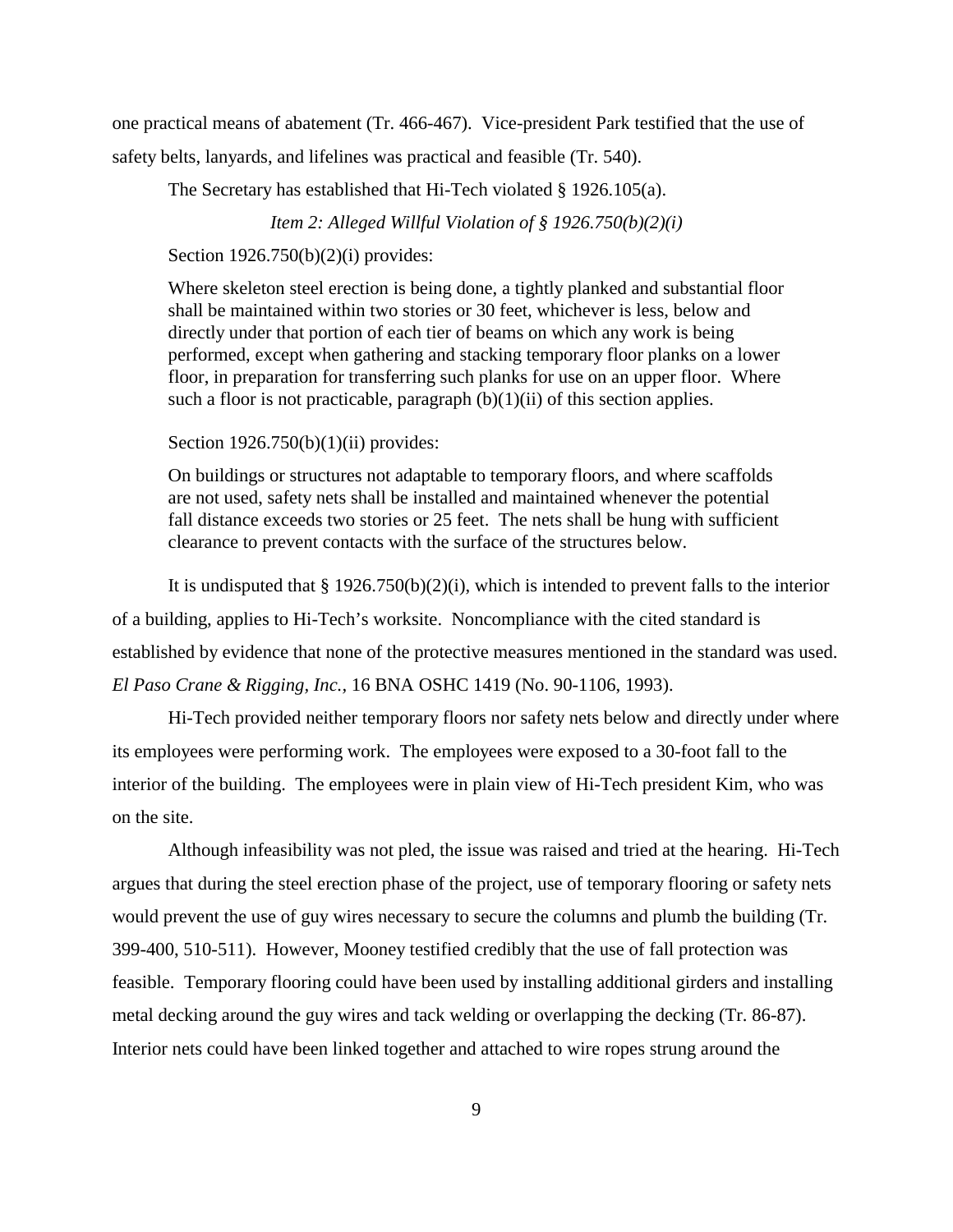one practical means of abatement (Tr. 466-467). Vice-president Park testified that the use of safety belts, lanyards, and lifelines was practical and feasible (Tr. 540).

The Secretary has established that Hi-Tech violated § 1926.105(a).

*Item 2: Alleged Willful Violation of § 1926.750(b)(2)(i)*

Section 1926.750(b)(2)(i) provides:

> Where skeleton steel erection is being done, a tightly planked and substantial floor shall be maintained within two stories or 30 feet, whichever is less, below and directly under that portion of each tier of beams on which any work is being performed, except when gathering and stacking temporary floor planks on a lower floor, in preparation for transferring such planks for use on an upper floor. Where such a floor is not practicable, paragraph (b)(1)(ii) of this section applies.

Section 1926.750(b)(1)(ii) provides:

> On buildings or structures not adaptable to temporary floors, and where scaffolds are not used, safety nets shall be installed and maintained whenever the potential fall distance exceeds two stories or 25 feet. The nets shall be hung with sufficient clearance to prevent contacts with the surface of the structures below.

It is undisputed that § 1926.750(b)(2)(i), which is intended to prevent falls to the interior of a building, applies to Hi-Tech's worksite. Noncompliance with the cited standard is established by evidence that none of the protective measures mentioned in the standard was used. *El Paso Crane & Rigging, Inc.*, 16 BNA OSHC 1419 (No. 90-1106, 1993).

Hi-Tech provided neither temporary floors nor safety nets below and directly under where its employees were performing work. The employees were exposed to a 30-foot fall to the interior of the building. The employees were in plain view of Hi-Tech president Kim, who was on the site.

Although infeasibility was not pled, the issue was raised and tried at the hearing. Hi-Tech argues that during the steel erection phase of the project, use of temporary flooring or safety nets would prevent the use of guy wires necessary to secure the columns and plumb the building (Tr. 399-400, 510-511). However, Mooney testified credibly that the use of fall protection was feasible. Temporary flooring could have been used by installing additional girders and installing metal decking around the guy wires and tack welding or overlapping the decking (Tr. 86-87). Interior nets could have been linked together and attached to wire ropes strung around the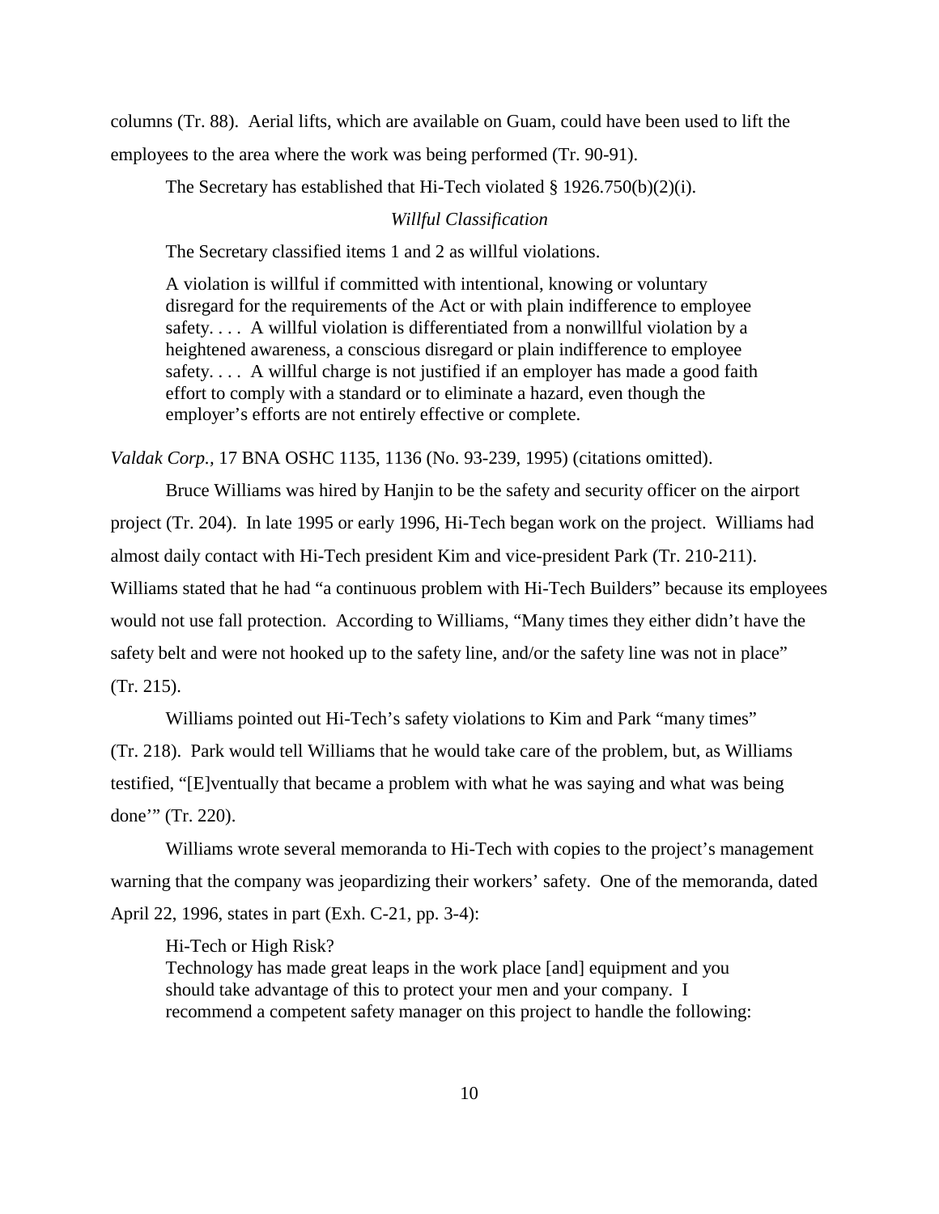columns (Tr. 88). Aerial lifts, which are available on Guam, could have been used to lift the employees to the area where the work was being performed (Tr. 90-91).

The Secretary has established that Hi-Tech violated § 1926.750(b)(2)(i).

*Willful Classification*

The Secretary classified items 1 and 2 as willful violations.

> A violation is willful if committed with intentional, knowing or voluntary disregard for the requirements of the Act or with plain indifference to employee safety. . . . A willful violation is differentiated from a nonwillful violation by a heightened awareness, a conscious disregard or plain indifference to employee safety. . . . A willful charge is not justified if an employer has made a good faith effort to comply with a standard or to eliminate a hazard, even though the employer's efforts are not entirely effective or complete.

*Valdak Corp.,* 17 BNA OSHC 1135, 1136 (No. 93-239, 1995) (citations omitted).

Bruce Williams was hired by Hanjin to be the safety and security officer on the airport project (Tr. 204). In late 1995 or early 1996, Hi-Tech began work on the project. Williams had almost daily contact with Hi-Tech president Kim and vice-president Park (Tr. 210-211). Williams stated that he had "a continuous problem with Hi-Tech Builders" because its employees would not use fall protection. According to Williams, "Many times they either didn't have the safety belt and were not hooked up to the safety line, and/or the safety line was not in place" (Tr. 215).

Williams pointed out Hi-Tech's safety violations to Kim and Park "many times" (Tr. 218). Park would tell Williams that he would take care of the problem, but, as Williams testified, "[E]ventually that became a problem with what he was saying and what was being done'" (Tr. 220).

Williams wrote several memoranda to Hi-Tech with copies to the project's management warning that the company was jeopardizing their workers' safety. One of the memoranda, dated April 22, 1996, states in part (Exh. C-21, pp. 3-4):

> Hi-Tech or High Risk?
> Technology has made great leaps in the work place [and] equipment and you should take advantage of this to protect your men and your company. I recommend a competent safety manager on this project to handle the following: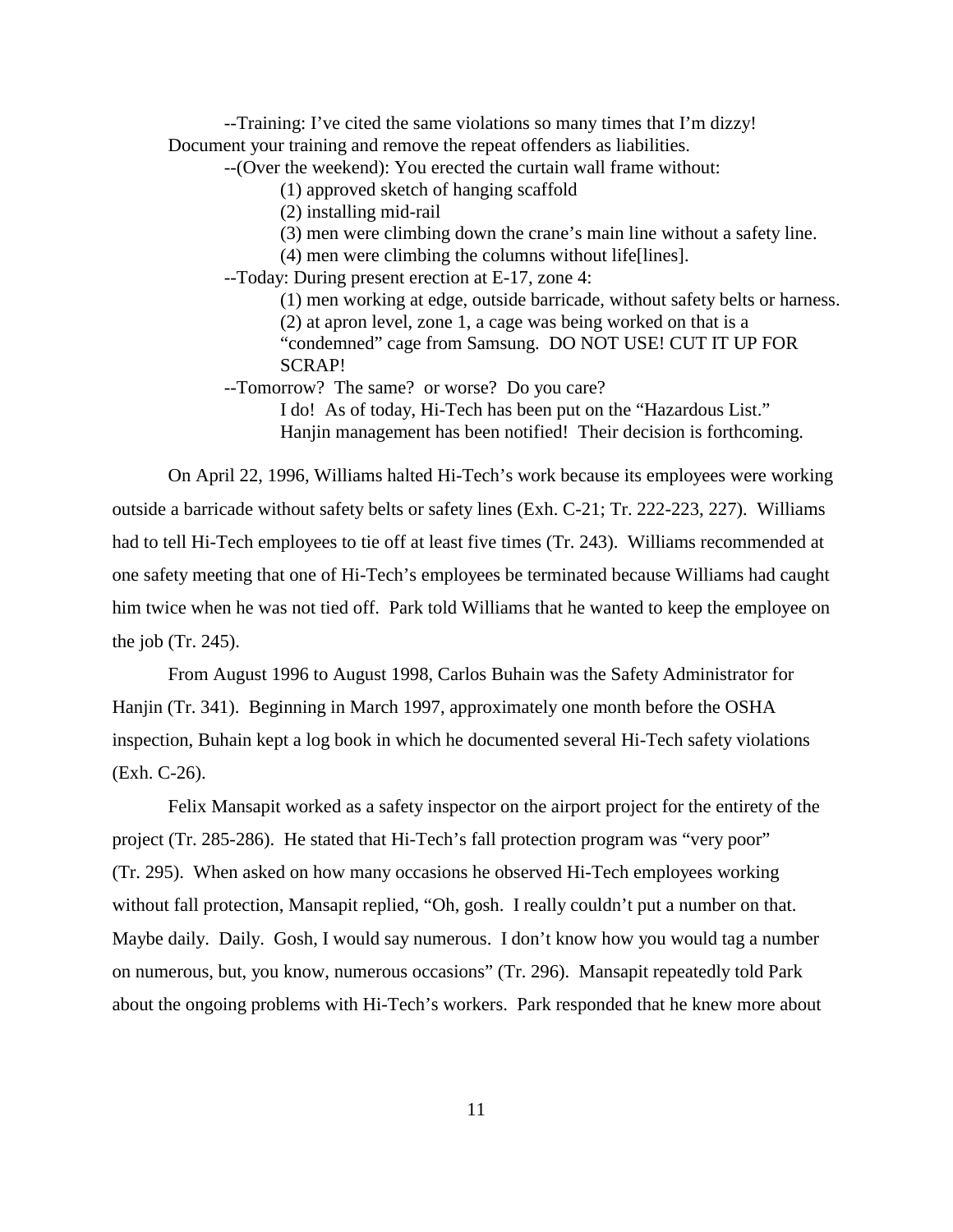--Training: I've cited the same violations so many times that I'm dizzy! Document your training and remove the repeat offenders as liabilities.

--(Over the weekend): You erected the curtain wall frame without:

(1) approved sketch of hanging scaffold

(2) installing mid-rail

(3) men were climbing down the crane's main line without a safety line.

(4) men were climbing the columns without life[lines].

--Today: During present erection at E-17, zone 4:

(1) men working at edge, outside barricade, without safety belts or harness.

(2) at apron level, zone 1, a cage was being worked on that is a "condemned" cage from Samsung. DO NOT USE! CUT IT UP FOR SCRAP!

--Tomorrow? The same? or worse? Do you care?

I do! As of today, Hi-Tech has been put on the "Hazardous List." Hanjin management has been notified! Their decision is forthcoming.

On April 22, 1996, Williams halted Hi-Tech's work because its employees were working outside a barricade without safety belts or safety lines (Exh. C-21; Tr. 222-223, 227). Williams had to tell Hi-Tech employees to tie off at least five times (Tr. 243). Williams recommended at one safety meeting that one of Hi-Tech's employees be terminated because Williams had caught him twice when he was not tied off. Park told Williams that he wanted to keep the employee on the job (Tr. 245).

From August 1996 to August 1998, Carlos Buhain was the Safety Administrator for Hanjin (Tr. 341). Beginning in March 1997, approximately one month before the OSHA inspection, Buhain kept a log book in which he documented several Hi-Tech safety violations (Exh. C-26).

Felix Mansapit worked as a safety inspector on the airport project for the entirety of the project (Tr. 285-286). He stated that Hi-Tech's fall protection program was "very poor" (Tr. 295). When asked on how many occasions he observed Hi-Tech employees working without fall protection, Mansapit replied, "Oh, gosh. I really couldn't put a number on that. Maybe daily. Daily. Gosh, I would say numerous. I don't know how you would tag a number on numerous, but, you know, numerous occasions" (Tr. 296). Mansapit repeatedly told Park about the ongoing problems with Hi-Tech's workers. Park responded that he knew more about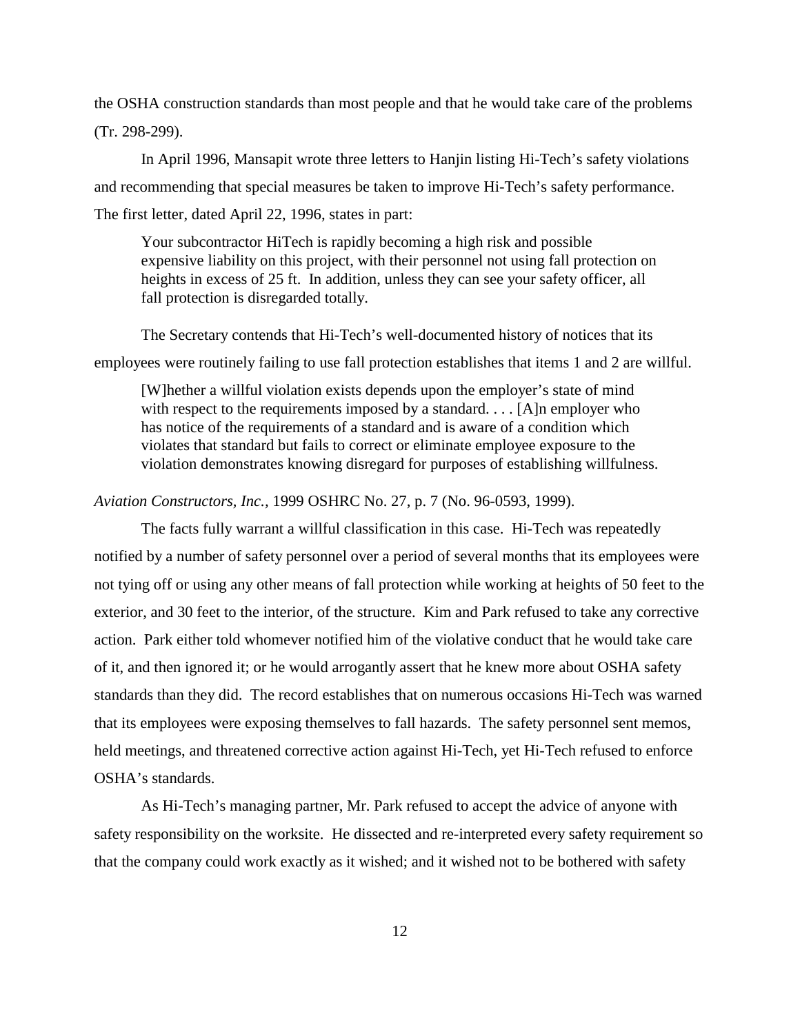the OSHA construction standards than most people and that he would take care of the problems (Tr. 298-299).

In April 1996, Mansapit wrote three letters to Hanjin listing Hi-Tech's safety violations and recommending that special measures be taken to improve Hi-Tech's safety performance. The first letter, dated April 22, 1996, states in part:

> Your subcontractor HiTech is rapidly becoming a high risk and possible expensive liability on this project, with their personnel not using fall protection on heights in excess of 25 ft. In addition, unless they can see your safety officer, all fall protection is disregarded totally.

The Secretary contends that Hi-Tech's well-documented history of notices that its employees were routinely failing to use fall protection establishes that items 1 and 2 are willful.

> [W]hether a willful violation exists depends upon the employer's state of mind with respect to the requirements imposed by a standard. . . . [A]n employer who has notice of the requirements of a standard and is aware of a condition which violates that standard but fails to correct or eliminate employee exposure to the violation demonstrates knowing disregard for purposes of establishing willfulness.

*Aviation Constructors, Inc.*, 1999 OSHRC No. 27, p. 7 (No. 96-0593, 1999).

The facts fully warrant a willful classification in this case. Hi-Tech was repeatedly notified by a number of safety personnel over a period of several months that its employees were not tying off or using any other means of fall protection while working at heights of 50 feet to the exterior, and 30 feet to the interior, of the structure. Kim and Park refused to take any corrective action. Park either told whomever notified him of the violative conduct that he would take care of it, and then ignored it; or he would arrogantly assert that he knew more about OSHA safety standards than they did. The record establishes that on numerous occasions Hi-Tech was warned that its employees were exposing themselves to fall hazards. The safety personnel sent memos, held meetings, and threatened corrective action against Hi-Tech, yet Hi-Tech refused to enforce OSHA's standards.

As Hi-Tech's managing partner, Mr. Park refused to accept the advice of anyone with safety responsibility on the worksite. He dissected and re-interpreted every safety requirement so that the company could work exactly as it wished; and it wished not to be bothered with safety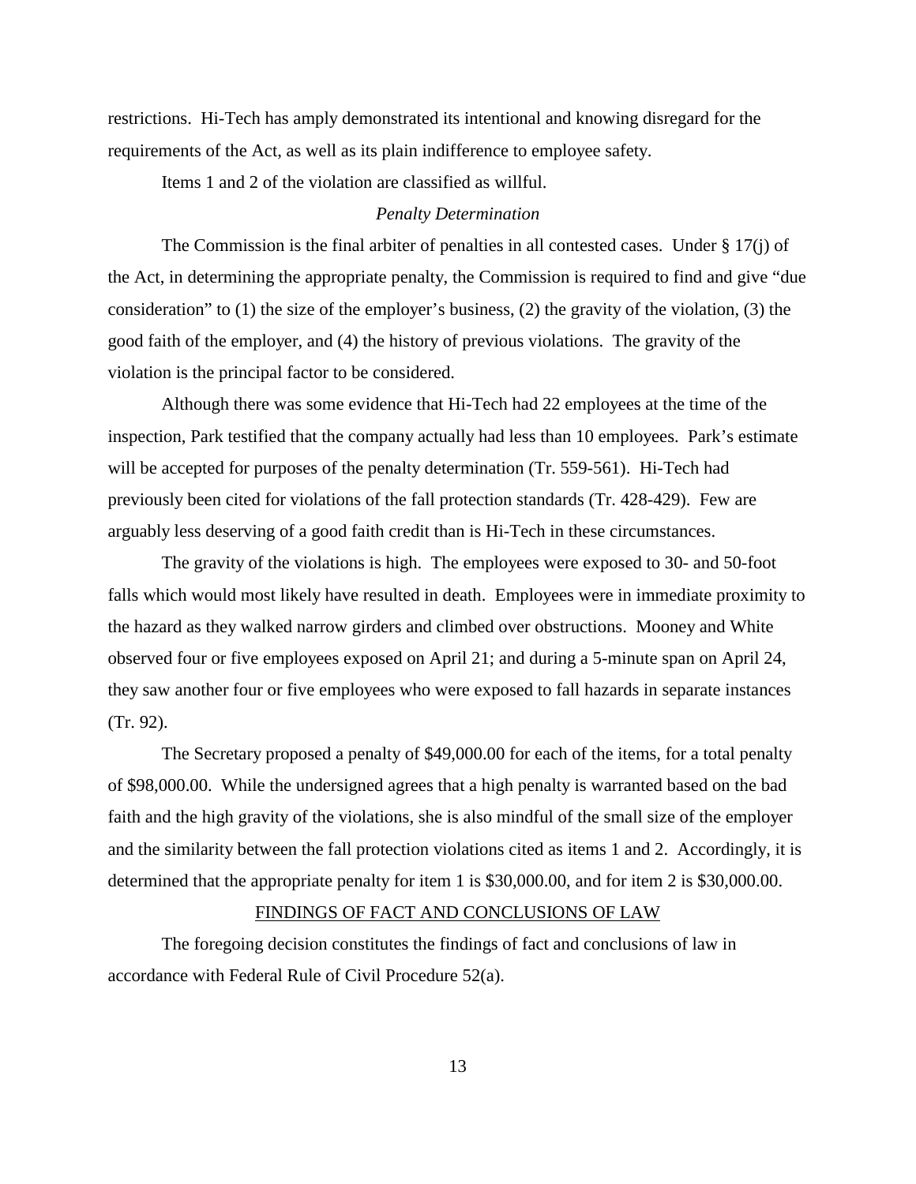restrictions. Hi-Tech has amply demonstrated its intentional and knowing disregard for the requirements of the Act, as well as its plain indifference to employee safety.

Items 1 and 2 of the violation are classified as willful.

*Penalty Determination*

The Commission is the final arbiter of penalties in all contested cases. Under § 17(j) of the Act, in determining the appropriate penalty, the Commission is required to find and give "due consideration" to (1) the size of the employer's business, (2) the gravity of the violation, (3) the good faith of the employer, and (4) the history of previous violations. The gravity of the violation is the principal factor to be considered.

Although there was some evidence that Hi-Tech had 22 employees at the time of the inspection, Park testified that the company actually had less than 10 employees. Park's estimate will be accepted for purposes of the penalty determination (Tr. 559-561). Hi-Tech had previously been cited for violations of the fall protection standards (Tr. 428-429). Few are arguably less deserving of a good faith credit than is Hi-Tech in these circumstances.

The gravity of the violations is high. The employees were exposed to 30- and 50-foot falls which would most likely have resulted in death. Employees were in immediate proximity to the hazard as they walked narrow girders and climbed over obstructions. Mooney and White observed four or five employees exposed on April 21; and during a 5-minute span on April 24, they saw another four or five employees who were exposed to fall hazards in separate instances (Tr. 92).

The Secretary proposed a penalty of $49,000.00 for each of the items, for a total penalty of $98,000.00. While the undersigned agrees that a high penalty is warranted based on the bad faith and the high gravity of the violations, she is also mindful of the small size of the employer and the similarity between the fall protection violations cited as items 1 and 2. Accordingly, it is determined that the appropriate penalty for item 1 is $30,000.00, and for item 2 is $30,000.00.

## FINDINGS OF FACT AND CONCLUSIONS OF LAW

The foregoing decision constitutes the findings of fact and conclusions of law in accordance with Federal Rule of Civil Procedure 52(a).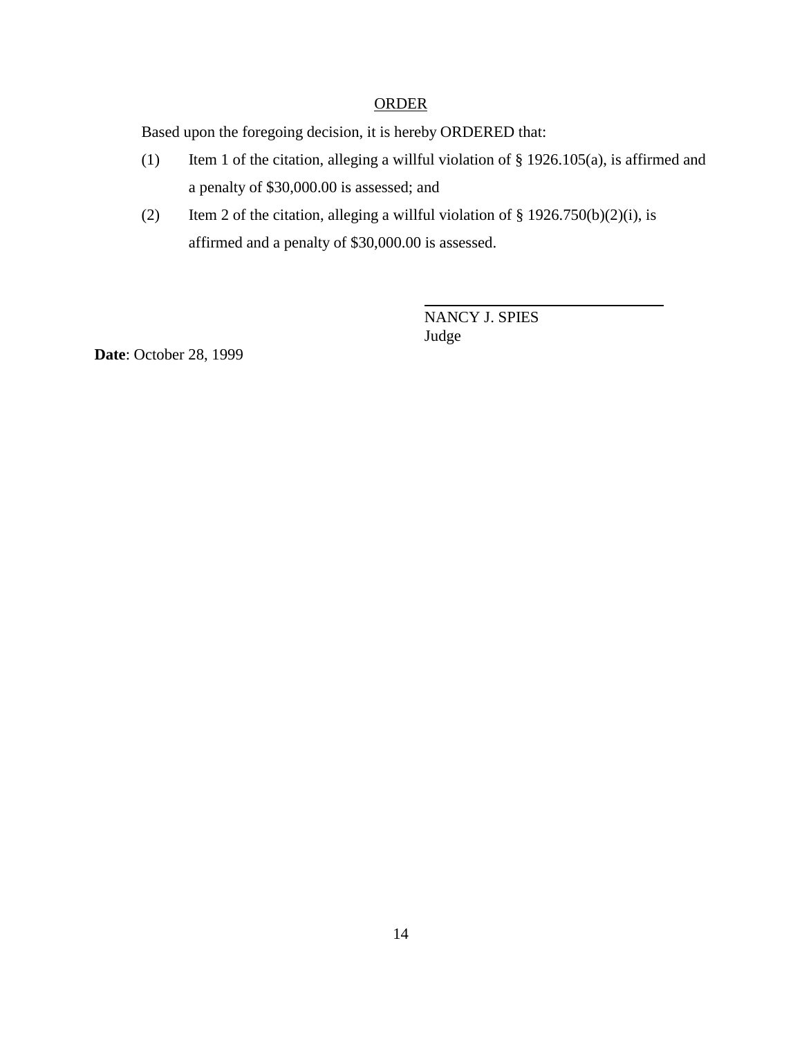## ORDER

Based upon the foregoing decision, it is hereby ORDERED that:

(1) Item 1 of the citation, alleging a willful violation of § 1926.105(a), is affirmed and a penalty of $30,000.00 is assessed; and

(2) Item 2 of the citation, alleging a willful violation of § 1926.750(b)(2)(i), is affirmed and a penalty of $30,000.00 is assessed.

NANCY J. SPIES
Judge

**Date**: October 28, 1999